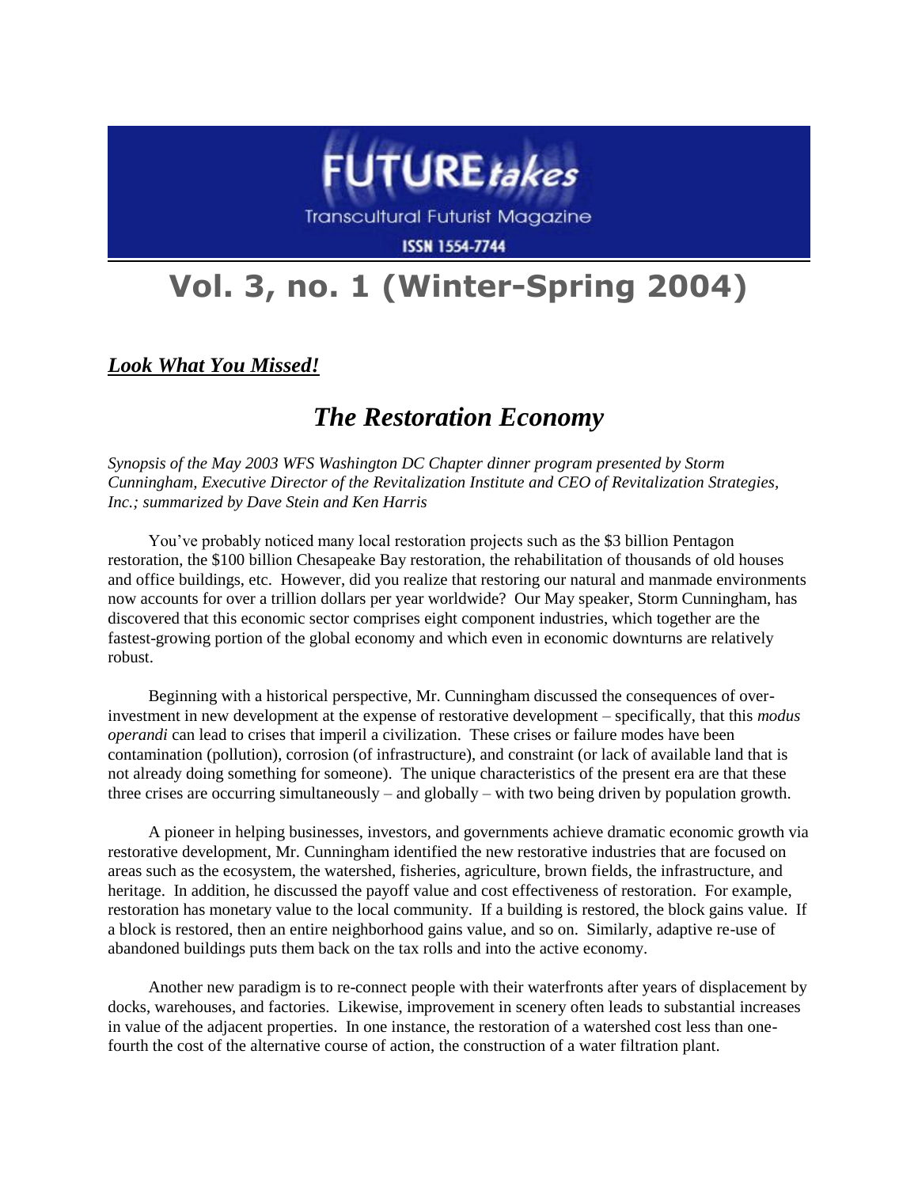# FUTURE*takes*

Transcultural Futurist Magazine

ISSN 1554-7744

# Vol. 3, no. 1 (Winter-Spring 2004)

***Look What You Missed!***

## *The Restoration Economy*

*Synopsis of the May 2003 WFS Washington DC Chapter dinner program presented by Storm Cunningham, Executive Director of the Revitalization Institute and CEO of Revitalization Strategies, Inc.; summarized by Dave Stein and Ken Harris*

You've probably noticed many local restoration projects such as the $3 billion Pentagon restoration, the $100 billion Chesapeake Bay restoration, the rehabilitation of thousands of old houses and office buildings, etc. However, did you realize that restoring our natural and manmade environments now accounts for over a trillion dollars per year worldwide? Our May speaker, Storm Cunningham, has discovered that this economic sector comprises eight component industries, which together are the fastest-growing portion of the global economy and which even in economic downturns are relatively robust.

Beginning with a historical perspective, Mr. Cunningham discussed the consequences of over-investment in new development at the expense of restorative development – specifically, that this *modus operandi* can lead to crises that imperil a civilization. These crises or failure modes have been contamination (pollution), corrosion (of infrastructure), and constraint (or lack of available land that is not already doing something for someone). The unique characteristics of the present era are that these three crises are occurring simultaneously – and globally – with two being driven by population growth.

A pioneer in helping businesses, investors, and governments achieve dramatic economic growth via restorative development, Mr. Cunningham identified the new restorative industries that are focused on areas such as the ecosystem, the watershed, fisheries, agriculture, brown fields, the infrastructure, and heritage. In addition, he discussed the payoff value and cost effectiveness of restoration. For example, restoration has monetary value to the local community. If a building is restored, the block gains value. If a block is restored, then an entire neighborhood gains value, and so on. Similarly, adaptive re-use of abandoned buildings puts them back on the tax rolls and into the active economy.

Another new paradigm is to re-connect people with their waterfronts after years of displacement by docks, warehouses, and factories. Likewise, improvement in scenery often leads to substantial increases in value of the adjacent properties. In one instance, the restoration of a watershed cost less than one-fourth the cost of the alternative course of action, the construction of a water filtration plant.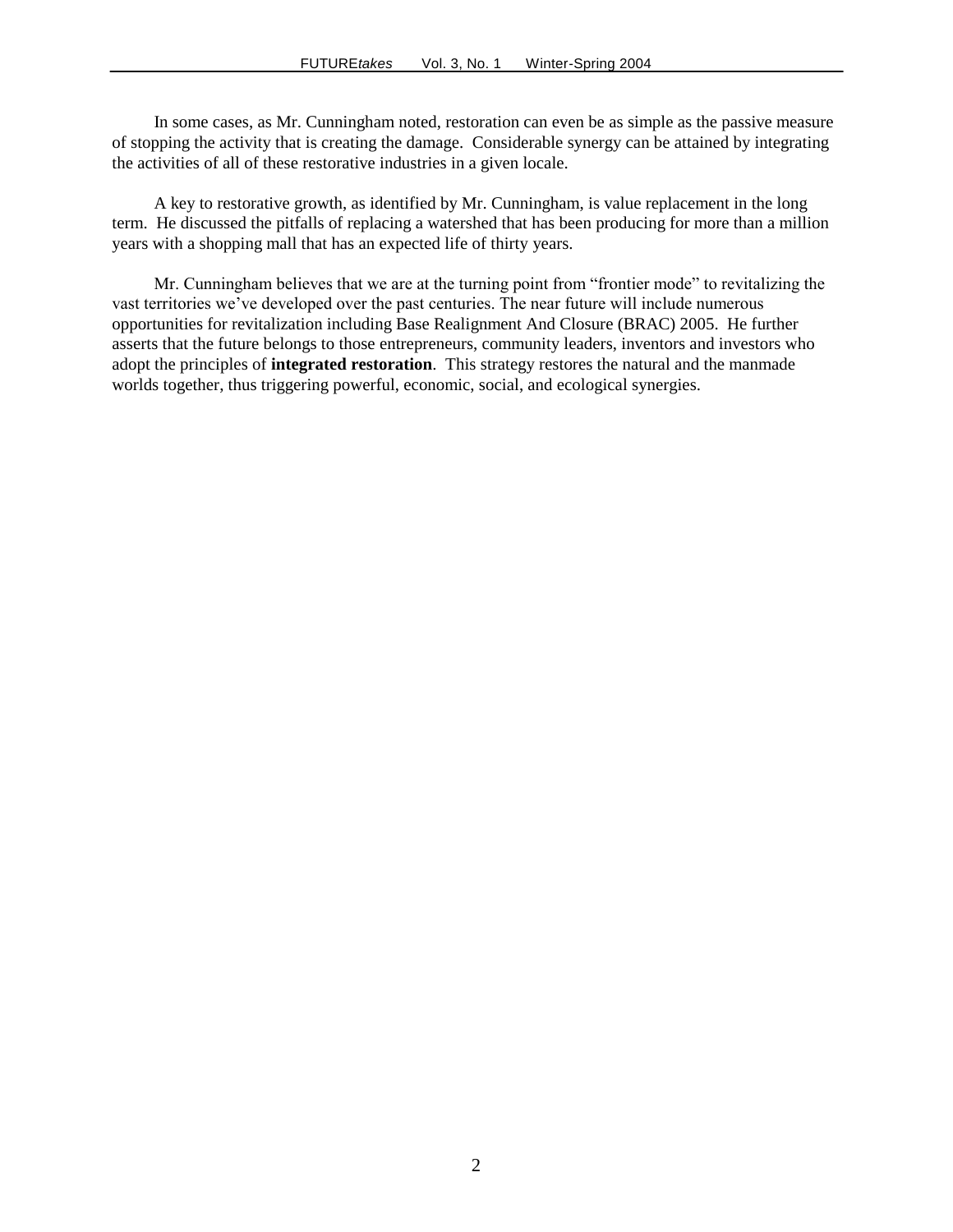In some cases, as Mr. Cunningham noted, restoration can even be as simple as the passive measure of stopping the activity that is creating the damage. Considerable synergy can be attained by integrating the activities of all of these restorative industries in a given locale.

A key to restorative growth, as identified by Mr. Cunningham, is value replacement in the long term. He discussed the pitfalls of replacing a watershed that has been producing for more than a million years with a shopping mall that has an expected life of thirty years.

Mr. Cunningham believes that we are at the turning point from "frontier mode" to revitalizing the vast territories we've developed over the past centuries. The near future will include numerous opportunities for revitalization including Base Realignment And Closure (BRAC) 2005. He further asserts that the future belongs to those entrepreneurs, community leaders, inventors and investors who adopt the principles of **integrated restoration**. This strategy restores the natural and the manmade worlds together, thus triggering powerful, economic, social, and ecological synergies.